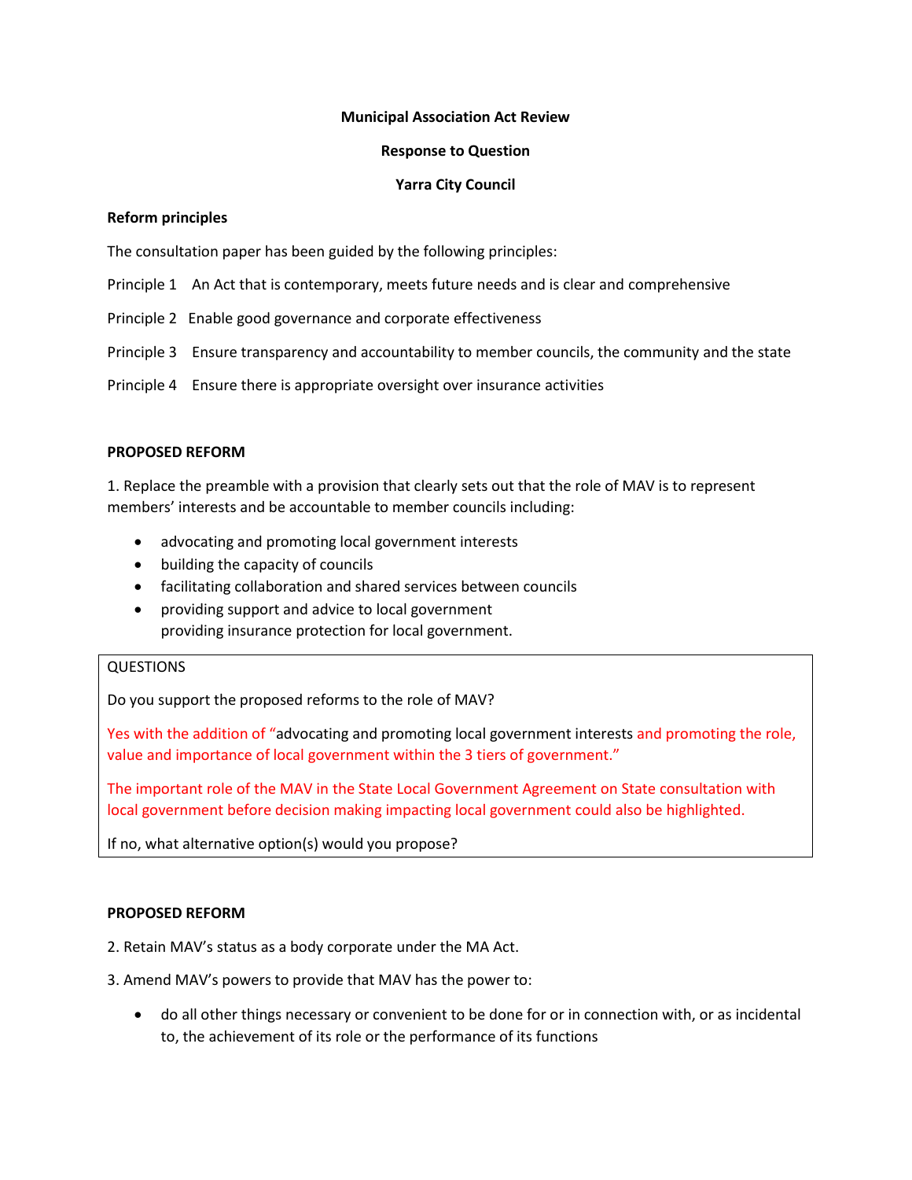**Municipal Association Act Review**

**Response to Question**

**Yarra City Council**

**Reform principles**

The consultation paper has been guided by the following principles:

Principle 1 An Act that is contemporary, meets future needs and is clear and comprehensive

Principle 2 Enable good governance and corporate effectiveness

Principle 3 Ensure transparency and accountability to member councils, the community and the state

Principle 4 Ensure there is appropriate oversight over insurance activities

**PROPOSED REFORM**

1. Replace the preamble with a provision that clearly sets out that the role of MAV is to represent members' interests and be accountable to member councils including:

- advocating and promoting local government interests
- building the capacity of councils
- facilitating collaboration and shared services between councils
- providing support and advice to local government
  providing insurance protection for local government.

QUESTIONS

Do you support the proposed reforms to the role of MAV?

Yes with the addition of "advocating and promoting local government interests and promoting the role, value and importance of local government within the 3 tiers of government."

The important role of the MAV in the State Local Government Agreement on State consultation with local government before decision making impacting local government could also be highlighted.

If no, what alternative option(s) would you propose?

**PROPOSED REFORM**

2. Retain MAV's status as a body corporate under the MA Act.

3. Amend MAV's powers to provide that MAV has the power to:

- do all other things necessary or convenient to be done for or in connection with, or as incidental to, the achievement of its role or the performance of its functions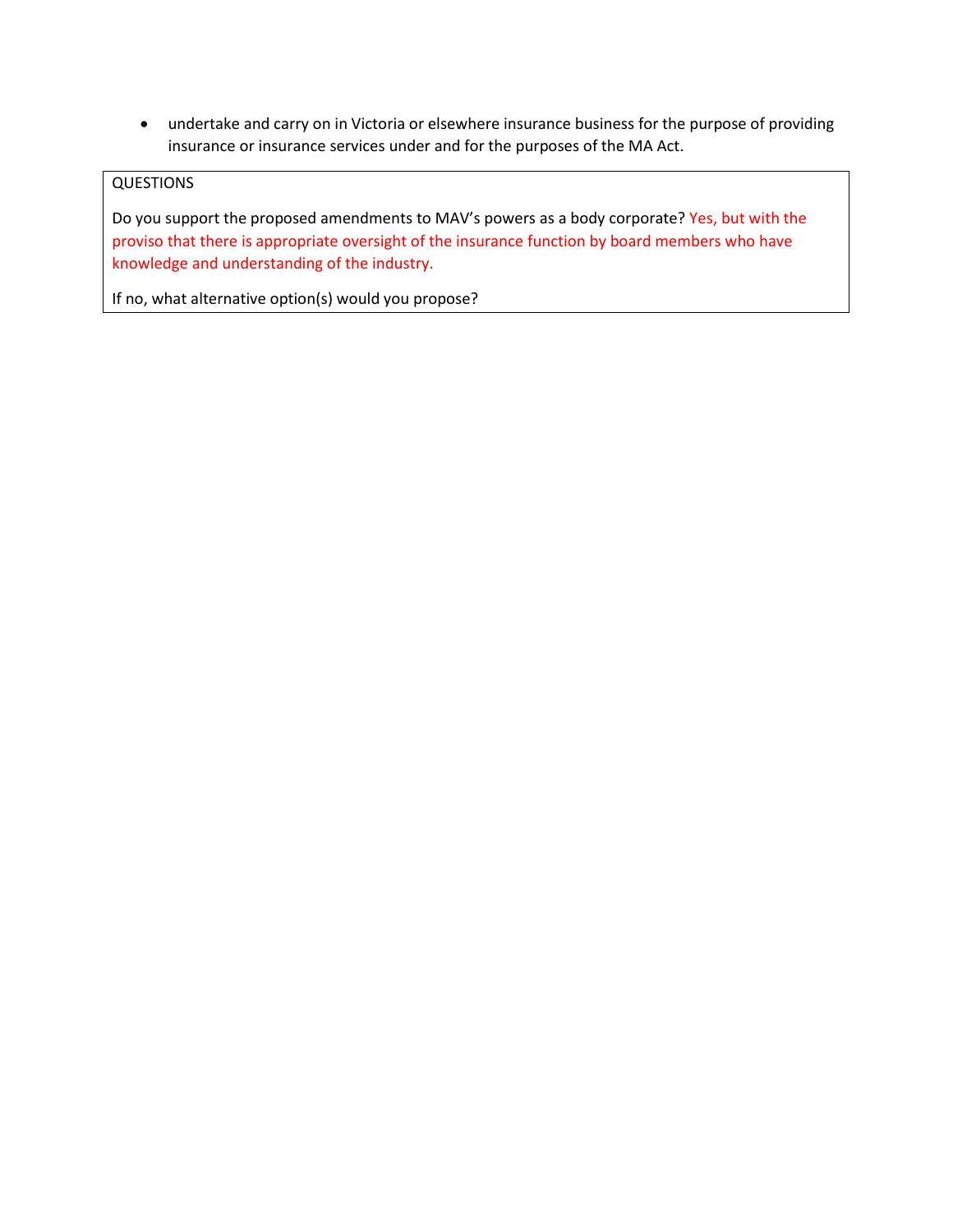- undertake and carry on in Victoria or elsewhere insurance business for the purpose of providing insurance or insurance services under and for the purposes of the MA Act.

QUESTIONS

Do you support the proposed amendments to MAV's powers as a body corporate? Yes, but with the proviso that there is appropriate oversight of the insurance function by board members who have knowledge and understanding of the industry.

If no, what alternative option(s) would you propose?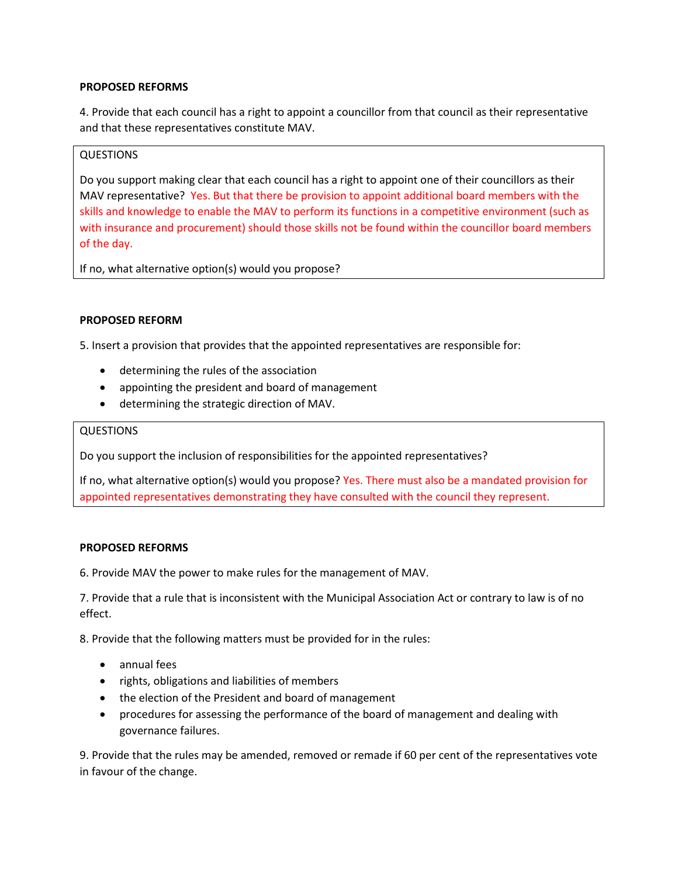**PROPOSED REFORMS**

4. Provide that each council has a right to appoint a councillor from that council as their representative and that these representatives constitute MAV.

> QUESTIONS
>
> Do you support making clear that each council has a right to appoint one of their councillors as their MAV representative? Yes. But that there be provision to appoint additional board members with the skills and knowledge to enable the MAV to perform its functions in a competitive environment (such as with insurance and procurement) should those skills not be found within the councillor board members of the day.
>
> If no, what alternative option(s) would you propose?

**PROPOSED REFORM**

5. Insert a provision that provides that the appointed representatives are responsible for:

- determining the rules of the association
- appointing the president and board of management
- determining the strategic direction of MAV.

> QUESTIONS
>
> Do you support the inclusion of responsibilities for the appointed representatives?
>
> If no, what alternative option(s) would you propose? Yes. There must also be a mandated provision for appointed representatives demonstrating they have consulted with the council they represent.

**PROPOSED REFORMS**

6. Provide MAV the power to make rules for the management of MAV.

7. Provide that a rule that is inconsistent with the Municipal Association Act or contrary to law is of no effect.

8. Provide that the following matters must be provided for in the rules:

- annual fees
- rights, obligations and liabilities of members
- the election of the President and board of management
- procedures for assessing the performance of the board of management and dealing with governance failures.

9. Provide that the rules may be amended, removed or remade if 60 per cent of the representatives vote in favour of the change.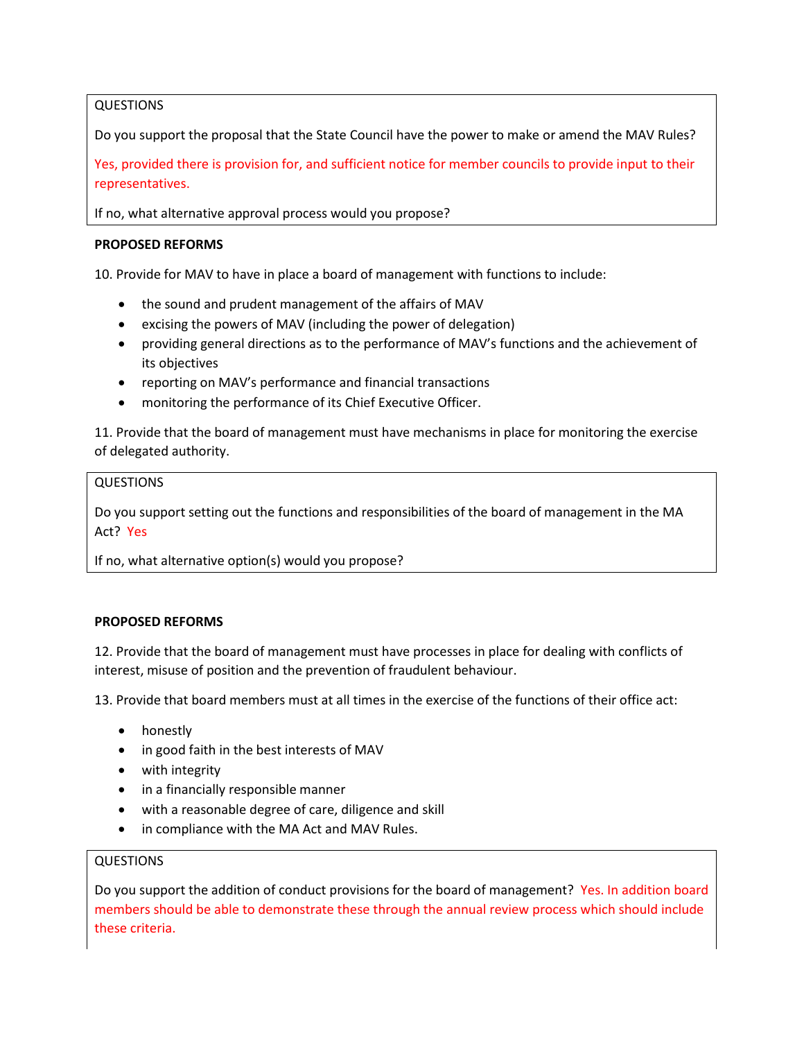QUESTIONS

Do you support the proposal that the State Council have the power to make or amend the MAV Rules?

Yes, provided there is provision for, and sufficient notice for member councils to provide input to their representatives.

If no, what alternative approval process would you propose?

**PROPOSED REFORMS**

10. Provide for MAV to have in place a board of management with functions to include:

- the sound and prudent management of the affairs of MAV
- excising the powers of MAV (including the power of delegation)
- providing general directions as to the performance of MAV's functions and the achievement of its objectives
- reporting on MAV's performance and financial transactions
- monitoring the performance of its Chief Executive Officer.

11. Provide that the board of management must have mechanisms in place for monitoring the exercise of delegated authority.

QUESTIONS

Do you support setting out the functions and responsibilities of the board of management in the MA Act? Yes

If no, what alternative option(s) would you propose?

**PROPOSED REFORMS**

12. Provide that the board of management must have processes in place for dealing with conflicts of interest, misuse of position and the prevention of fraudulent behaviour.

13. Provide that board members must at all times in the exercise of the functions of their office act:

- honestly
- in good faith in the best interests of MAV
- with integrity
- in a financially responsible manner
- with a reasonable degree of care, diligence and skill
- in compliance with the MA Act and MAV Rules.

QUESTIONS

Do you support the addition of conduct provisions for the board of management? Yes. In addition board members should be able to demonstrate these through the annual review process which should include these criteria.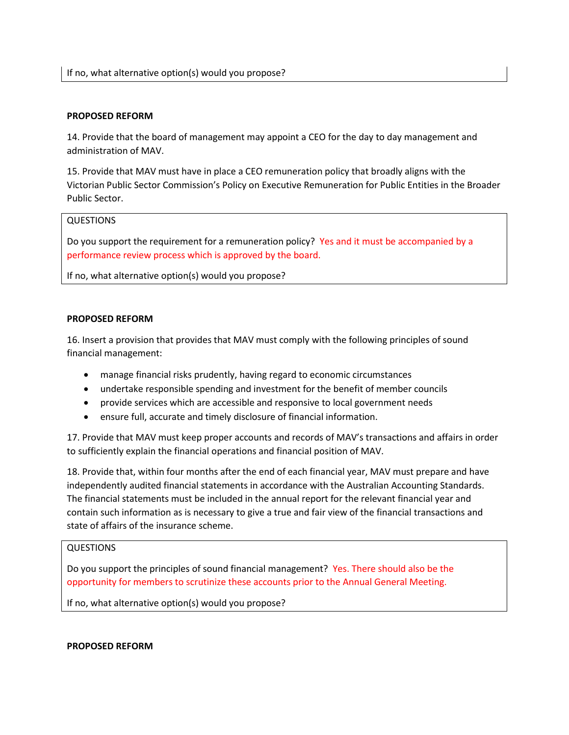If no, what alternative option(s) would you propose?

**PROPOSED REFORM**

14. Provide that the board of management may appoint a CEO for the day to day management and administration of MAV.

15. Provide that MAV must have in place a CEO remuneration policy that broadly aligns with the Victorian Public Sector Commission's Policy on Executive Remuneration for Public Entities in the Broader Public Sector.

QUESTIONS

Do you support the requirement for a remuneration policy? Yes and it must be accompanied by a performance review process which is approved by the board.

If no, what alternative option(s) would you propose?

**PROPOSED REFORM**

16. Insert a provision that provides that MAV must comply with the following principles of sound financial management:

- manage financial risks prudently, having regard to economic circumstances
- undertake responsible spending and investment for the benefit of member councils
- provide services which are accessible and responsive to local government needs
- ensure full, accurate and timely disclosure of financial information.

17. Provide that MAV must keep proper accounts and records of MAV's transactions and affairs in order to sufficiently explain the financial operations and financial position of MAV.

18. Provide that, within four months after the end of each financial year, MAV must prepare and have independently audited financial statements in accordance with the Australian Accounting Standards. The financial statements must be included in the annual report for the relevant financial year and contain such information as is necessary to give a true and fair view of the financial transactions and state of affairs of the insurance scheme.

QUESTIONS

Do you support the principles of sound financial management? Yes. There should also be the opportunity for members to scrutinize these accounts prior to the Annual General Meeting.

If no, what alternative option(s) would you propose?

**PROPOSED REFORM**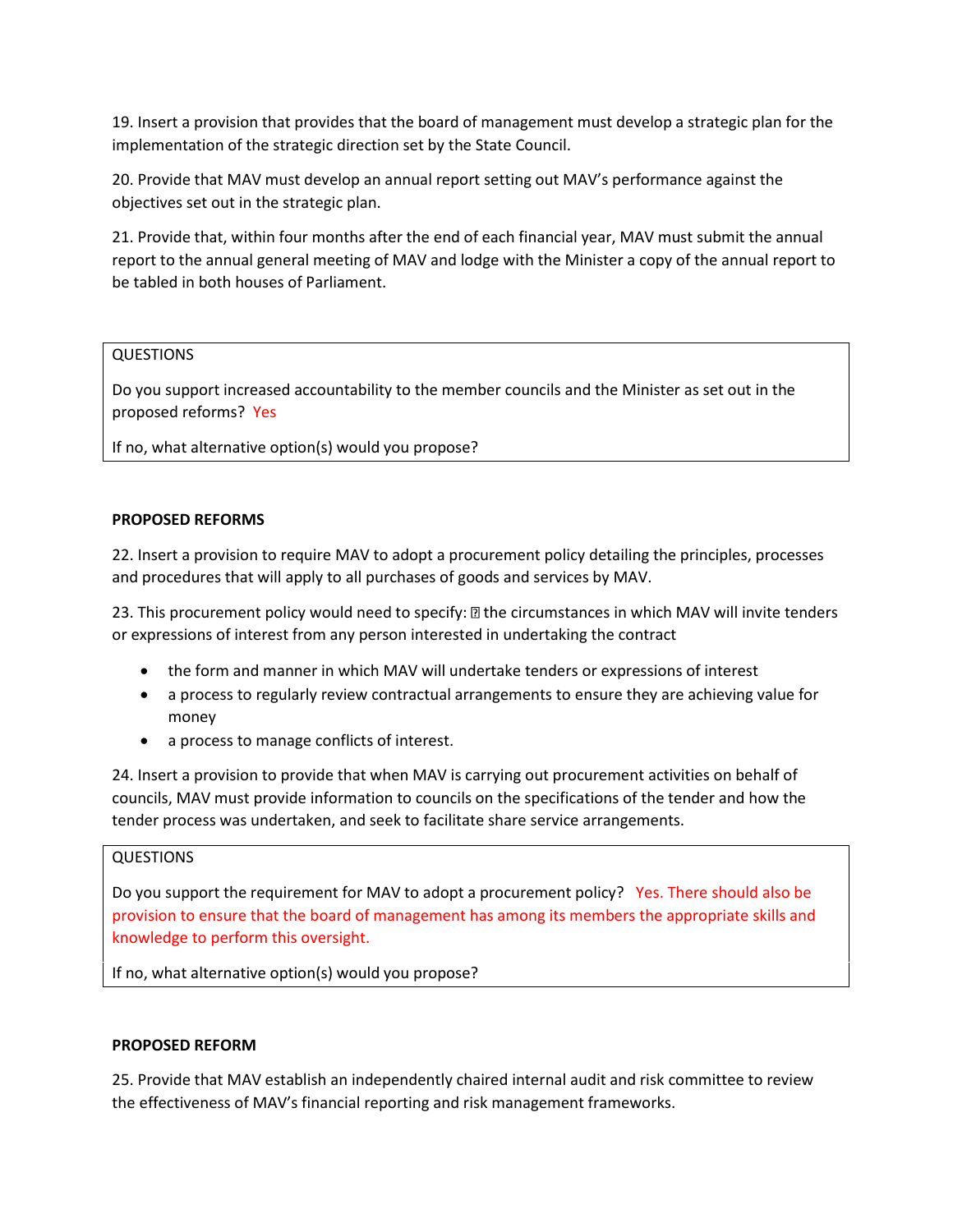19. Insert a provision that provides that the board of management must develop a strategic plan for the implementation of the strategic direction set by the State Council.

20. Provide that MAV must develop an annual report setting out MAV's performance against the objectives set out in the strategic plan.

21. Provide that, within four months after the end of each financial year, MAV must submit the annual report to the annual general meeting of MAV and lodge with the Minister a copy of the annual report to be tabled in both houses of Parliament.

| QUESTIONS |
| --- |
| Do you support increased accountability to the member councils and the Minister as set out in the proposed reforms? Yes |
| If no, what alternative option(s) would you propose? |

**PROPOSED REFORMS**

22. Insert a provision to require MAV to adopt a procurement policy detailing the principles, processes and procedures that will apply to all purchases of goods and services by MAV.

23. This procurement policy would need to specify: ▯ the circumstances in which MAV will invite tenders or expressions of interest from any person interested in undertaking the contract

- the form and manner in which MAV will undertake tenders or expressions of interest
- a process to regularly review contractual arrangements to ensure they are achieving value for money
- a process to manage conflicts of interest.

24. Insert a provision to provide that when MAV is carrying out procurement activities on behalf of councils, MAV must provide information to councils on the specifications of the tender and how the tender process was undertaken, and seek to facilitate share service arrangements.

| QUESTIONS |
| --- |
| Do you support the requirement for MAV to adopt a procurement policy? Yes. There should also be provision to ensure that the board of management has among its members the appropriate skills and knowledge to perform this oversight. |
| If no, what alternative option(s) would you propose? |

**PROPOSED REFORM**

25. Provide that MAV establish an independently chaired internal audit and risk committee to review the effectiveness of MAV's financial reporting and risk management frameworks.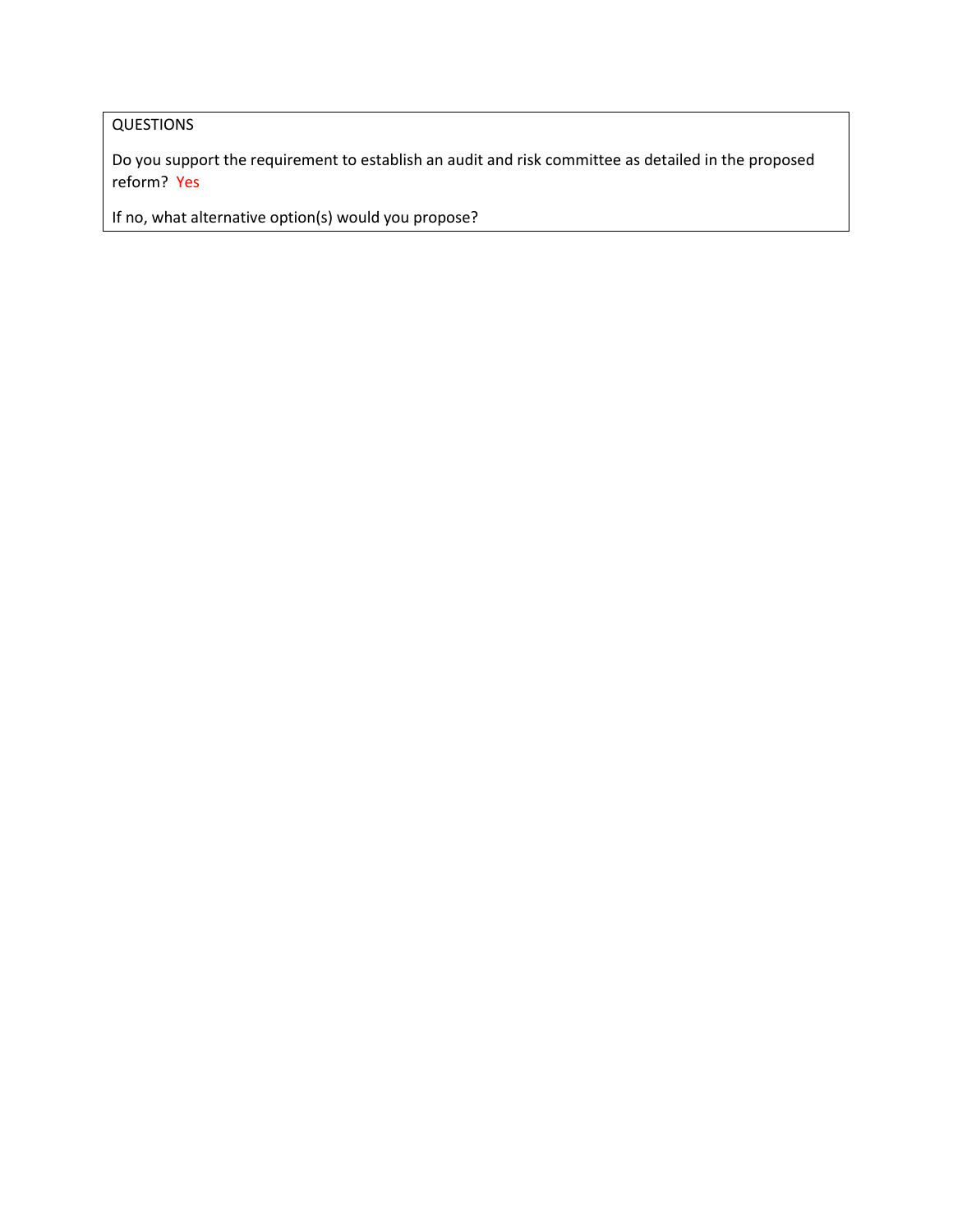QUESTIONS

Do you support the requirement to establish an audit and risk committee as detailed in the proposed reform? Yes

If no, what alternative option(s) would you propose?